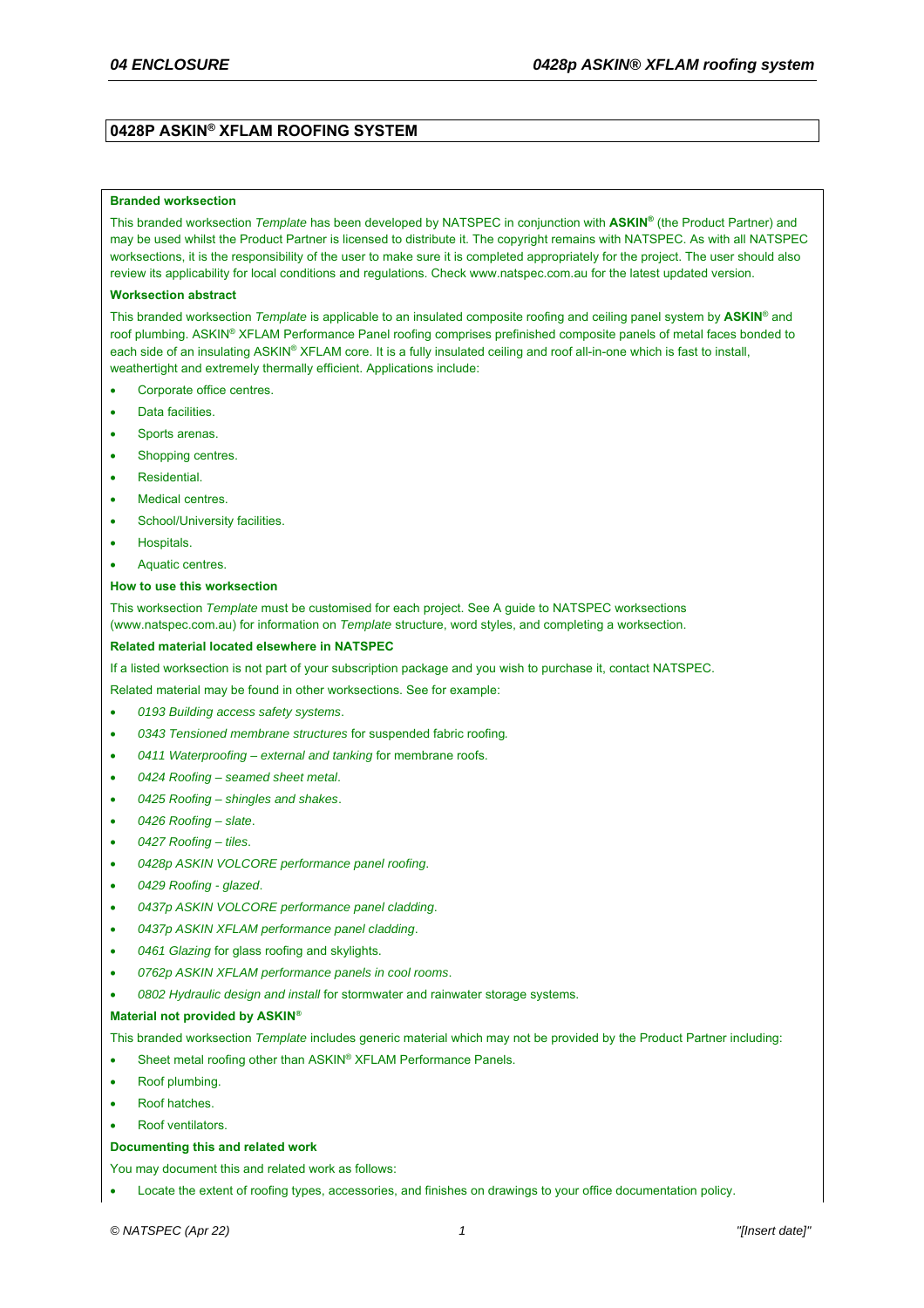# 0428P ASKIN® XFLAM ROOFING SYSTEM

**Branded worksection**

This branded worksection *Template* has been developed by NATSPEC in conjunction with **ASKIN®** (the Product Partner) and may be used whilst the Product Partner is licensed to distribute it. The copyright remains with NATSPEC. As with all NATSPEC worksections, it is the responsibility of the user to make sure it is completed appropriately for the project. The user should also review its applicability for local conditions and regulations. Check www.natspec.com.au for the latest updated version.

**Worksection abstract**

This branded worksection *Template* is applicable to an insulated composite roofing and ceiling panel system by **ASKIN®** and roof plumbing. ASKIN® XFLAM Performance Panel roofing comprises prefinished composite panels of metal faces bonded to each side of an insulating ASKIN® XFLAM core. It is a fully insulated ceiling and roof all-in-one which is fast to install, weathertight and extremely thermally efficient. Applications include:

- Corporate office centres.
- Data facilities.
- Sports arenas.
- Shopping centres.
- Residential.
- Medical centres.
- School/University facilities.
- Hospitals.
- Aquatic centres.

**How to use this worksection**

This worksection *Template* must be customised for each project. See A guide to NATSPEC worksections (www.natspec.com.au) for information on *Template* structure, word styles, and completing a worksection.

**Related material located elsewhere in NATSPEC**

If a listed worksection is not part of your subscription package and you wish to purchase it, contact NATSPEC.

Related material may be found in other worksections. See for example:

- *0193 Building access safety systems*.
- *0343 Tensioned membrane structures* for suspended fabric roofing.
- *0411 Waterproofing – external and tanking* for membrane roofs.
- *0424 Roofing – seamed sheet metal*.
- *0425 Roofing – shingles and shakes*.
- *0426 Roofing – slate*.
- *0427 Roofing – tiles*.
- *0428p ASKIN VOLCORE performance panel roofing*.
- *0429 Roofing - glazed*.
- *0437p ASKIN VOLCORE performance panel cladding*.
- *0437p ASKIN XFLAM performance panel cladding*.
- *0461 Glazing* for glass roofing and skylights.
- *0762p ASKIN XFLAM performance panels in cool rooms*.
- *0802 Hydraulic design and install* for stormwater and rainwater storage systems.

**Material not provided by ASKIN®**

This branded worksection *Template* includes generic material which may not be provided by the Product Partner including:

- Sheet metal roofing other than ASKIN® XFLAM Performance Panels.
- Roof plumbing.
- Roof hatches.
- Roof ventilators.

**Documenting this and related work**

You may document this and related work as follows:

- Locate the extent of roofing types, accessories, and finishes on drawings to your office documentation policy.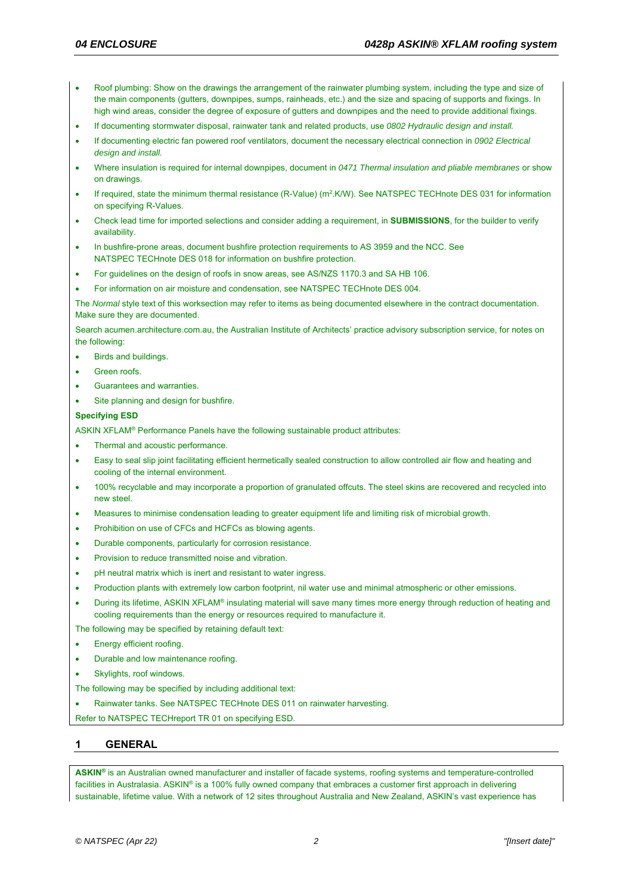- Roof plumbing: Show on the drawings the arrangement of the rainwater plumbing system, including the type and size of the main components (gutters, downpipes, sumps, rainheads, etc.) and the size and spacing of supports and fixings. In high wind areas, consider the degree of exposure of gutters and downpipes and the need to provide additional fixings.
- If documenting stormwater disposal, rainwater tank and related products, use *0802 Hydraulic design and install.*
- If documenting electric fan powered roof ventilators, document the necessary electrical connection in *0902 Electrical design and install*.
- Where insulation is required for internal downpipes, document in *0471 Thermal insulation and pliable membranes* or show on drawings.
- If required, state the minimum thermal resistance (R-Value) ($m^2$.K/W). See NATSPEC TECHnote DES 031 for information on specifying R-Values.
- Check lead time for imported selections and consider adding a requirement, in **SUBMISSIONS**, for the builder to verify availability.
- In bushfire-prone areas, document bushfire protection requirements to AS 3959 and the NCC. See NATSPEC TECHnote DES 018 for information on bushfire protection.
- For guidelines on the design of roofs in snow areas, see AS/NZS 1170.3 and SA HB 106.
- For information on air moisture and condensation, see NATSPEC TECHnote DES 004.

The *Normal* style text of this worksection may refer to items as being documented elsewhere in the contract documentation. Make sure they are documented.

Search acumen.architecture.com.au, the Australian Institute of Architects' practice advisory subscription service, for notes on the following:

- Birds and buildings.
- Green roofs.
- Guarantees and warranties.
- Site planning and design for bushfire.

**Specifying ESD**

ASKIN XFLAM® Performance Panels have the following sustainable product attributes:

- Thermal and acoustic performance.
- Easy to seal slip joint facilitating efficient hermetically sealed construction to allow controlled air flow and heating and cooling of the internal environment.
- 100% recyclable and may incorporate a proportion of granulated offcuts. The steel skins are recovered and recycled into new steel.
- Measures to minimise condensation leading to greater equipment life and limiting risk of microbial growth.
- Prohibition on use of CFCs and HCFCs as blowing agents.
- Durable components, particularly for corrosion resistance.
- Provision to reduce transmitted noise and vibration.
- pH neutral matrix which is inert and resistant to water ingress.
- Production plants with extremely low carbon footprint, nil water use and minimal atmospheric or other emissions.
- During its lifetime, ASKIN XFLAM® insulating material will save many times more energy through reduction of heating and cooling requirements than the energy or resources required to manufacture it.

The following may be specified by retaining default text:

- Energy efficient roofing.
- Durable and low maintenance roofing.
- Skylights, roof windows.

The following may be specified by including additional text:

- Rainwater tanks. See NATSPEC TECHnote DES 011 on rainwater harvesting.

Refer to NATSPEC TECHreport TR 01 on specifying ESD.

## 1 GENERAL

**ASKIN®** is an Australian owned manufacturer and installer of facade systems, roofing systems and temperature-controlled facilities in Australasia. ASKIN® is a 100% fully owned company that embraces a customer first approach in delivering sustainable, lifetime value. With a network of 12 sites throughout Australia and New Zealand, ASKIN's vast experience has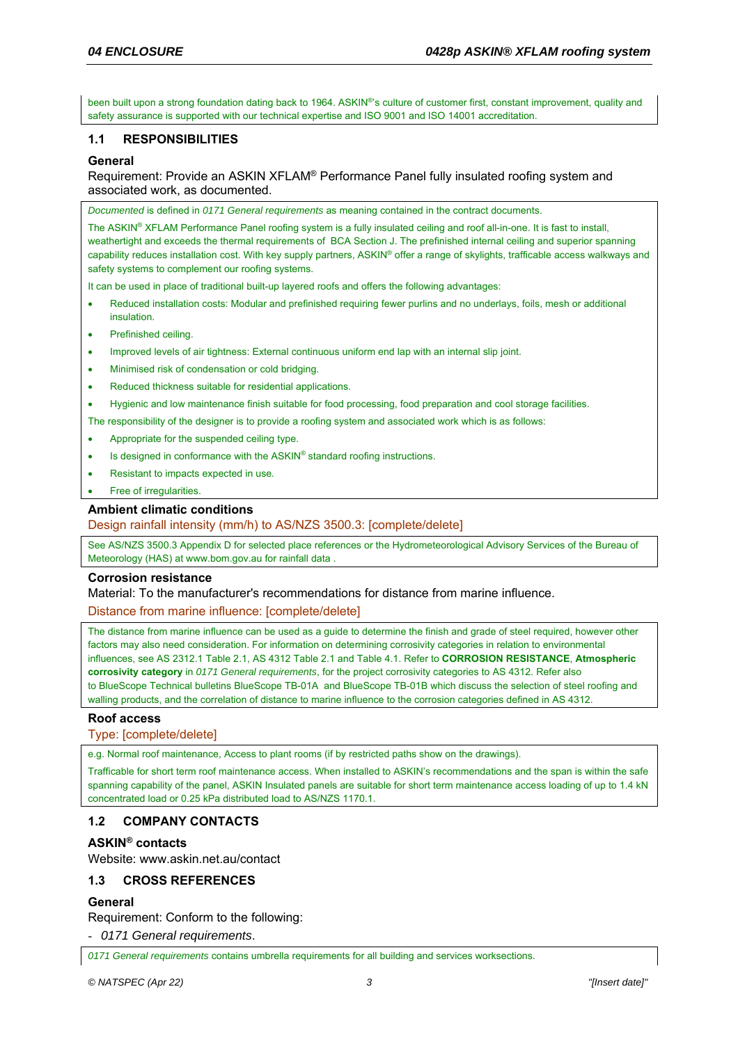been built upon a strong foundation dating back to 1964. ASKIN®'s culture of customer first, constant improvement, quality and safety assurance is supported with our technical expertise and ISO 9001 and ISO 14001 accreditation.

## 1.1 RESPONSIBILITIES

### General

Requirement: Provide an ASKIN XFLAM® Performance Panel fully insulated roofing system and associated work, as documented.

*Documented* is defined in *0171 General requirements* as meaning contained in the contract documents.

The ASKIN® XFLAM Performance Panel roofing system is a fully insulated ceiling and roof all-in-one. It is fast to install, weathertight and exceeds the thermal requirements of BCA Section J. The prefinished internal ceiling and superior spanning capability reduces installation cost. With key supply partners, ASKIN® offer a range of skylights, trafficable access walkways and safety systems to complement our roofing systems.

It can be used in place of traditional built-up layered roofs and offers the following advantages:

- Reduced installation costs: Modular and prefinished requiring fewer purlins and no underlays, foils, mesh or additional insulation.
- Prefinished ceiling.
- Improved levels of air tightness: External continuous uniform end lap with an internal slip joint.
- Minimised risk of condensation or cold bridging.
- Reduced thickness suitable for residential applications.
- Hygienic and low maintenance finish suitable for food processing, food preparation and cool storage facilities.

The responsibility of the designer is to provide a roofing system and associated work which is as follows:

- Appropriate for the suspended ceiling type.
- Is designed in conformance with the ASKIN® standard roofing instructions.
- Resistant to impacts expected in use.
- Free of irregularities.

### Ambient climatic conditions

Design rainfall intensity (mm/h) to AS/NZS 3500.3: [complete/delete]

See AS/NZS 3500.3 Appendix D for selected place references or the Hydrometeorological Advisory Services of the Bureau of Meteorology (HAS) at www.bom.gov.au for rainfall data .

### Corrosion resistance

Material: To the manufacturer's recommendations for distance from marine influence.

Distance from marine influence: [complete/delete]

The distance from marine influence can be used as a guide to determine the finish and grade of steel required, however other factors may also need consideration. For information on determining corrosivity categories in relation to environmental influences, see AS 2312.1 Table 2.1, AS 4312 Table 2.1 and Table 4.1. Refer to **CORROSION RESISTANCE**, **Atmospheric corrosivity category** in *0171 General requirements*, for the project corrosivity categories to AS 4312. Refer also to BlueScope Technical bulletins BlueScope TB-01A and BlueScope TB-01B which discuss the selection of steel roofing and walling products, and the correlation of distance to marine influence to the corrosion categories defined in AS 4312.

### Roof access

Type: [complete/delete]

e.g. Normal roof maintenance, Access to plant rooms (if by restricted paths show on the drawings).

Trafficable for short term roof maintenance access. When installed to ASKIN's recommendations and the span is within the safe spanning capability of the panel, ASKIN Insulated panels are suitable for short term maintenance access loading of up to 1.4 kN concentrated load or 0.25 kPa distributed load to AS/NZS 1170.1.

## 1.2 COMPANY CONTACTS

### ASKIN® contacts

Website: www.askin.net.au/contact

## 1.3 CROSS REFERENCES

### General

Requirement: Conform to the following:

- *0171 General requirements*.

*0171 General requirements* contains umbrella requirements for all building and services worksections.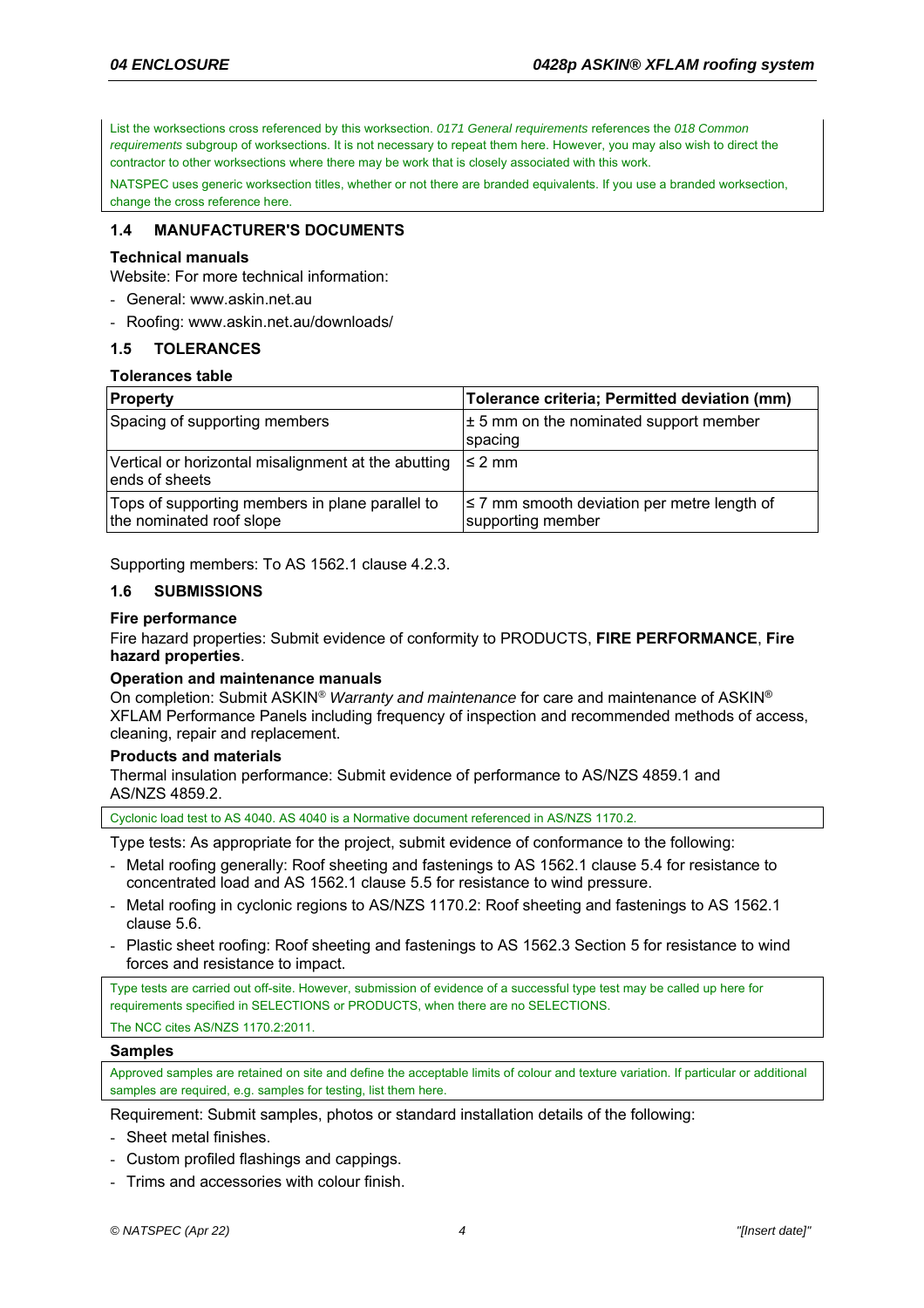List the worksections cross referenced by this worksection. *0171 General requirements* references the *018 Common requirements* subgroup of worksections. It is not necessary to repeat them here. However, you may also wish to direct the contractor to other worksections where there may be work that is closely associated with this work.

NATSPEC uses generic worksection titles, whether or not there are branded equivalents. If you use a branded worksection, change the cross reference here.

### 1.4 MANUFACTURER'S DOCUMENTS

**Technical manuals**

Website: For more technical information:

- General: www.askin.net.au
- Roofing: www.askin.net.au/downloads/

### 1.5 TOLERANCES

**Tolerances table**

| Property | Tolerance criteria; Permitted deviation (mm) |
|---|---|
| Spacing of supporting members | ± 5 mm on the nominated support member spacing |
| Vertical or horizontal misalignment at the abutting ends of sheets | ≤ 2 mm |
| Tops of supporting members in plane parallel to the nominated roof slope | ≤ 7 mm smooth deviation per metre length of supporting member |

Supporting members: To AS 1562.1 clause 4.2.3.

### 1.6 SUBMISSIONS

**Fire performance**

Fire hazard properties: Submit evidence of conformity to PRODUCTS, **FIRE PERFORMANCE**, **Fire hazard properties**.

**Operation and maintenance manuals**

On completion: Submit ASKIN® *Warranty and maintenance* for care and maintenance of ASKIN® XFLAM Performance Panels including frequency of inspection and recommended methods of access, cleaning, repair and replacement.

**Products and materials**

Thermal insulation performance: Submit evidence of performance to AS/NZS 4859.1 and AS/NZS 4859.2.

Cyclonic load test to AS 4040. AS 4040 is a Normative document referenced in AS/NZS 1170.2.

Type tests: As appropriate for the project, submit evidence of conformance to the following:

- Metal roofing generally: Roof sheeting and fastenings to AS 1562.1 clause 5.4 for resistance to concentrated load and AS 1562.1 clause 5.5 for resistance to wind pressure.
- Metal roofing in cyclonic regions to AS/NZS 1170.2: Roof sheeting and fastenings to AS 1562.1 clause 5.6.
- Plastic sheet roofing: Roof sheeting and fastenings to AS 1562.3 Section 5 for resistance to wind forces and resistance to impact.

Type tests are carried out off-site. However, submission of evidence of a successful type test may be called up here for requirements specified in SELECTIONS or PRODUCTS, when there are no SELECTIONS.

The NCC cites AS/NZS 1170.2:2011.

**Samples**

Approved samples are retained on site and define the acceptable limits of colour and texture variation. If particular or additional samples are required, e.g. samples for testing, list them here.

Requirement: Submit samples, photos or standard installation details of the following:

- Sheet metal finishes.
- Custom profiled flashings and cappings.
- Trims and accessories with colour finish.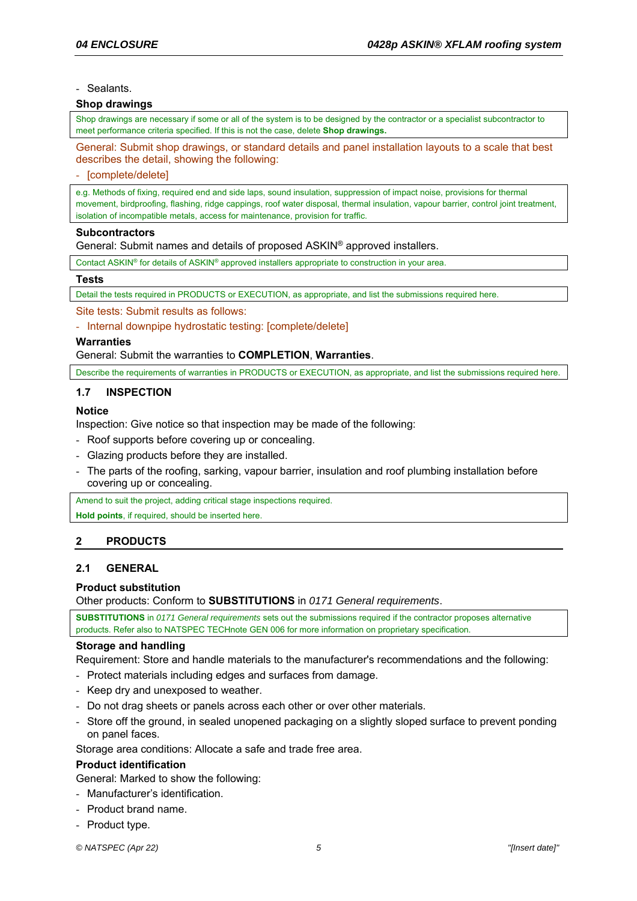- Sealants.

**Shop drawings**

> Shop drawings are necessary if some or all of the system is to be designed by the contractor or a specialist subcontractor to meet performance criteria specified. If this is not the case, delete **Shop drawings.**

General: Submit shop drawings, or standard details and panel installation layouts to a scale that best describes the detail, showing the following:

- [complete/delete]

> e.g. Methods of fixing, required end and side laps, sound insulation, suppression of impact noise, provisions for thermal movement, birdproofing, flashing, ridge cappings, roof water disposal, thermal insulation, vapour barrier, control joint treatment, isolation of incompatible metals, access for maintenance, provision for traffic.

**Subcontractors**

General: Submit names and details of proposed ASKIN® approved installers.

> Contact ASKIN® for details of ASKIN® approved installers appropriate to construction in your area.

**Tests**

> Detail the tests required in PRODUCTS or EXECUTION, as appropriate, and list the submissions required here.

Site tests: Submit results as follows:

- Internal downpipe hydrostatic testing: [complete/delete]

**Warranties**

General: Submit the warranties to **COMPLETION**, **Warranties**.

> Describe the requirements of warranties in PRODUCTS or EXECUTION, as appropriate, and list the submissions required here.

### 1.7 INSPECTION

**Notice**

Inspection: Give notice so that inspection may be made of the following:

- Roof supports before covering up or concealing.
- Glazing products before they are installed.
- The parts of the roofing, sarking, vapour barrier, insulation and roof plumbing installation before covering up or concealing.

> Amend to suit the project, adding critical stage inspections required.
>
> **Hold points**, if required, should be inserted here.

## 2 PRODUCTS

### 2.1 GENERAL

**Product substitution**

Other products: Conform to **SUBSTITUTIONS** in *0171 General requirements*.

> **SUBSTITUTIONS** in *0171 General requirements* sets out the submissions required if the contractor proposes alternative products. Refer also to NATSPEC TECHnote GEN 006 for more information on proprietary specification.

**Storage and handling**

Requirement: Store and handle materials to the manufacturer's recommendations and the following:

- Protect materials including edges and surfaces from damage.
- Keep dry and unexposed to weather.
- Do not drag sheets or panels across each other or over other materials.
- Store off the ground, in sealed unopened packaging on a slightly sloped surface to prevent ponding on panel faces.

Storage area conditions: Allocate a safe and trade free area.

**Product identification**

General: Marked to show the following:

- Manufacturer's identification.
- Product brand name.
- Product type.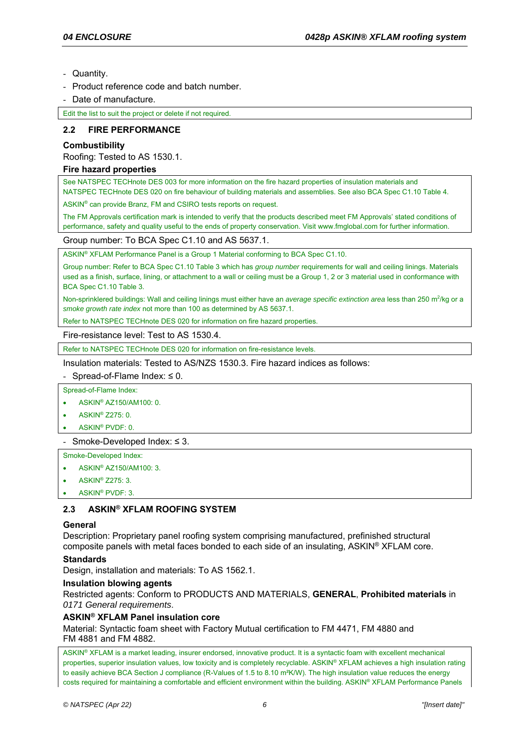- Quantity.
- Product reference code and batch number.
- Date of manufacture.

Edit the list to suit the project or delete if not required.

## 2.2 FIRE PERFORMANCE

**Combustibility**

Roofing: Tested to AS 1530.1.

**Fire hazard properties**

See NATSPEC TECHnote DES 003 for more information on the fire hazard properties of insulation materials and NATSPEC TECHnote DES 020 on fire behaviour of building materials and assemblies. See also BCA Spec C1.10 Table 4.

ASKIN® can provide Branz, FM and CSIRO tests reports on request.

The FM Approvals certification mark is intended to verify that the products described meet FM Approvals' stated conditions of performance, safety and quality useful to the ends of property conservation. Visit www.fmglobal.com for further information.

Group number: To BCA Spec C1.10 and AS 5637.1.

ASKIN® XFLAM Performance Panel is a Group 1 Material conforming to BCA Spec C1.10.

Group number: Refer to BCA Spec C1.10 Table 3 which has *group number* requirements for wall and ceiling linings. Materials used as a finish, surface, lining, or attachment to a wall or ceiling must be a Group 1, 2 or 3 material used in conformance with BCA Spec C1.10 Table 3.

Non-sprinklered buildings: Wall and ceiling linings must either have an *average specific extinction area* less than 250 $m^2$/kg or a *smoke growth rate index* not more than 100 as determined by AS 5637.1.

Refer to NATSPEC TECHnote DES 020 for information on fire hazard properties.

Fire-resistance level: Test to AS 1530.4.

Refer to NATSPEC TECHnote DES 020 for information on fire-resistance levels.

Insulation materials: Tested to AS/NZS 1530.3. Fire hazard indices as follows:

- Spread-of-Flame Index: ≤ 0.

Spread-of-Flame Index:

- ASKIN® AZ150/AM100: 0.
- ASKIN® Z275: 0.
- ASKIN® PVDF: 0.

- Smoke-Developed Index: ≤ 3.

Smoke-Developed Index:

- ASKIN® AZ150/AM100: 3.
- ASKIN® Z275: 3.
- ASKIN® PVDF: 3.

## 2.3 ASKIN® XFLAM ROOFING SYSTEM

**General**

Description: Proprietary panel roofing system comprising manufactured, prefinished structural composite panels with metal faces bonded to each side of an insulating, ASKIN® XFLAM core.

**Standards**

Design, installation and materials: To AS 1562.1.

**Insulation blowing agents**

Restricted agents: Conform to PRODUCTS AND MATERIALS, **GENERAL**, **Prohibited materials** in *0171 General requirements*.

**ASKIN® XFLAM Panel insulation core**

Material: Syntactic foam sheet with Factory Mutual certification to FM 4471, FM 4880 and FM 4881 and FM 4882.

ASKIN® XFLAM is a market leading, insurer endorsed, innovative product. It is a syntactic foam with excellent mechanical properties, superior insulation values, low toxicity and is completely recyclable. ASKIN® XFLAM achieves a high insulation rating to easily achieve BCA Section J compliance (R-Values of 1.5 to 8.10 $m^2$K/W). The high insulation value reduces the energy costs required for maintaining a comfortable and efficient environment within the building. ASKIN® XFLAM Performance Panels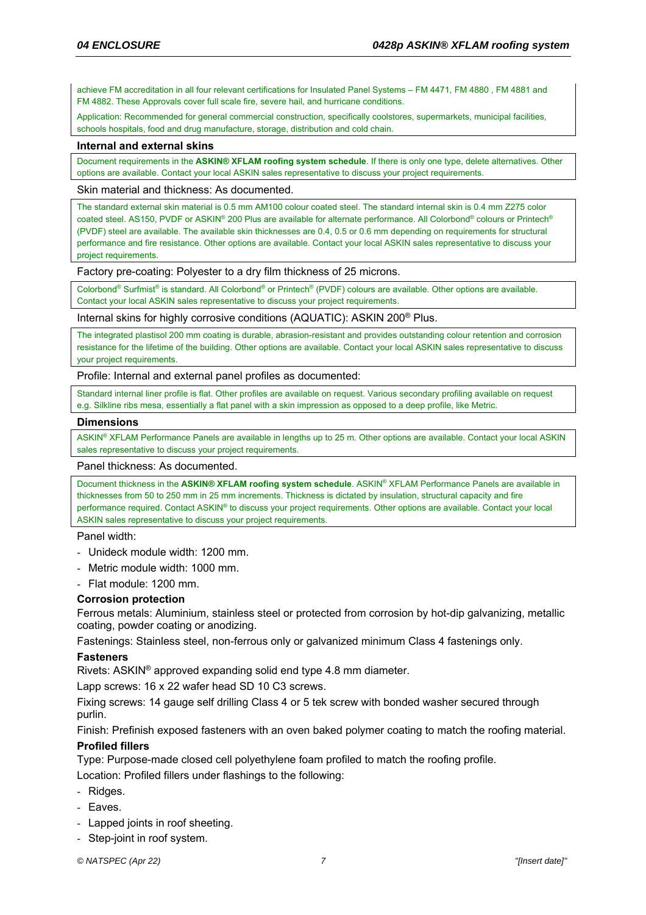achieve FM accreditation in all four relevant certifications for Insulated Panel Systems – FM 4471, FM 4880 , FM 4881 and FM 4882. These Approvals cover full scale fire, severe hail, and hurricane conditions.

Application: Recommended for general commercial construction, specifically coolstores, supermarkets, municipal facilities, schools hospitals, food and drug manufacture, storage, distribution and cold chain.

#### Internal and external skins

Document requirements in the **ASKIN® XFLAM roofing system schedule**. If there is only one type, delete alternatives. Other options are available. Contact your local ASKIN sales representative to discuss your project requirements.

Skin material and thickness: As documented.

The standard external skin material is 0.5 mm AM100 colour coated steel. The standard internal skin is 0.4 mm Z275 color coated steel. AS150, PVDF or ASKIN® 200 Plus are available for alternate performance. All Colorbond® colours or Printech® (PVDF) steel are available. The available skin thicknesses are 0.4, 0.5 or 0.6 mm depending on requirements for structural performance and fire resistance. Other options are available. Contact your local ASKIN sales representative to discuss your project requirements.

Factory pre-coating: Polyester to a dry film thickness of 25 microns.

Colorbond® Surfmist® is standard. All Colorbond® or Printech® (PVDF) colours are available. Other options are available. Contact your local ASKIN sales representative to discuss your project requirements.

Internal skins for highly corrosive conditions (AQUATIC): ASKIN 200® Plus.

The integrated plastisol 200 mm coating is durable, abrasion-resistant and provides outstanding colour retention and corrosion resistance for the lifetime of the building. Other options are available. Contact your local ASKIN sales representative to discuss your project requirements.

Profile: Internal and external panel profiles as documented:

Standard internal liner profile is flat. Other profiles are available on request. Various secondary profiling available on request e.g. Silkline ribs mesa, essentially a flat panel with a skin impression as opposed to a deep profile, like Metric.

#### Dimensions

ASKIN® XFLAM Performance Panels are available in lengths up to 25 m. Other options are available. Contact your local ASKIN sales representative to discuss your project requirements.

Panel thickness: As documented.

Document thickness in the **ASKIN® XFLAM roofing system schedule**. ASKIN® XFLAM Performance Panels are available in thicknesses from 50 to 250 mm in 25 mm increments. Thickness is dictated by insulation, structural capacity and fire performance required. Contact ASKIN® to discuss your project requirements. Other options are available. Contact your local ASKIN sales representative to discuss your project requirements.

Panel width:

- Unideck module width: 1200 mm.
- Metric module width: 1000 mm.
- Flat module: 1200 mm.

#### Corrosion protection

Ferrous metals: Aluminium, stainless steel or protected from corrosion by hot-dip galvanizing, metallic coating, powder coating or anodizing.

Fastenings: Stainless steel, non-ferrous only or galvanized minimum Class 4 fastenings only.

#### Fasteners

Rivets: ASKIN® approved expanding solid end type 4.8 mm diameter.

Lapp screws: 16 x 22 wafer head SD 10 C3 screws.

Fixing screws: 14 gauge self drilling Class 4 or 5 tek screw with bonded washer secured through purlin.

Finish: Prefinish exposed fasteners with an oven baked polymer coating to match the roofing material.

#### Profiled fillers

Type: Purpose-made closed cell polyethylene foam profiled to match the roofing profile.

Location: Profiled fillers under flashings to the following:

- Ridges.
- Eaves.
- Lapped joints in roof sheeting.
- Step-joint in roof system.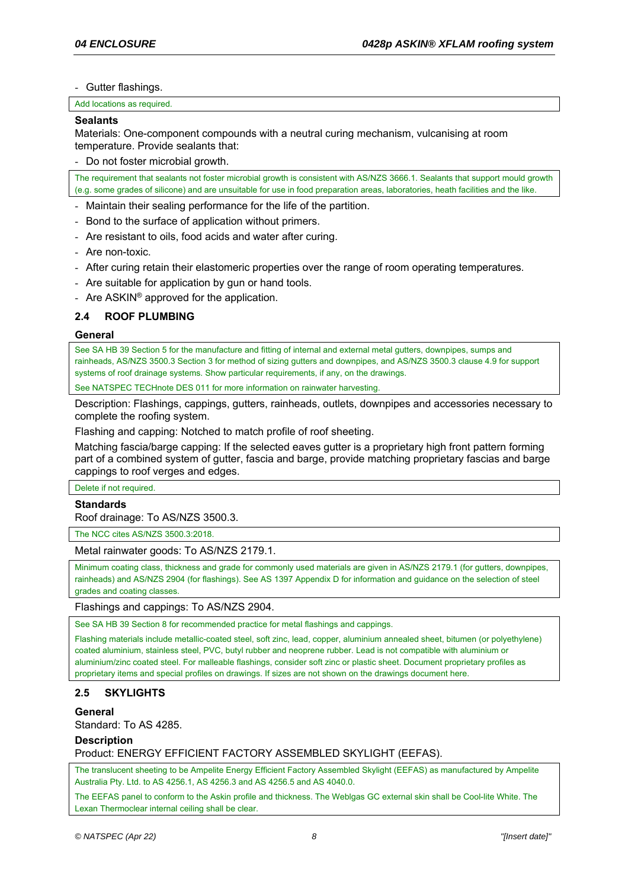- Gutter flashings.

Add locations as required.

**Sealants**

Materials: One-component compounds with a neutral curing mechanism, vulcanising at room temperature. Provide sealants that:

- Do not foster microbial growth.

The requirement that sealants not foster microbial growth is consistent with AS/NZS 3666.1. Sealants that support mould growth (e.g. some grades of silicone) and are unsuitable for use in food preparation areas, laboratories, heath facilities and the like.

- Maintain their sealing performance for the life of the partition.
- Bond to the surface of application without primers.
- Are resistant to oils, food acids and water after curing.
- Are non-toxic.
- After curing retain their elastomeric properties over the range of room operating temperatures.
- Are suitable for application by gun or hand tools.
- Are ASKIN® approved for the application.

## 2.4 ROOF PLUMBING

**General**

See SA HB 39 Section 5 for the manufacture and fitting of internal and external metal gutters, downpipes, sumps and rainheads, AS/NZS 3500.3 Section 3 for method of sizing gutters and downpipes, and AS/NZS 3500.3 clause 4.9 for support systems of roof drainage systems. Show particular requirements, if any, on the drawings.

See NATSPEC TECHnote DES 011 for more information on rainwater harvesting.

Description: Flashings, cappings, gutters, rainheads, outlets, downpipes and accessories necessary to complete the roofing system.

Flashing and capping: Notched to match profile of roof sheeting.

Matching fascia/barge capping: If the selected eaves gutter is a proprietary high front pattern forming part of a combined system of gutter, fascia and barge, provide matching proprietary fascias and barge cappings to roof verges and edges.

Delete if not required.

**Standards**

Roof drainage: To AS/NZS 3500.3.

The NCC cites AS/NZS 3500.3:2018.

Metal rainwater goods: To AS/NZS 2179.1.

Minimum coating class, thickness and grade for commonly used materials are given in AS/NZS 2179.1 (for gutters, downpipes, rainheads) and AS/NZS 2904 (for flashings). See AS 1397 Appendix D for information and guidance on the selection of steel grades and coating classes.

Flashings and cappings: To AS/NZS 2904.

See SA HB 39 Section 8 for recommended practice for metal flashings and cappings.

Flashing materials include metallic-coated steel, soft zinc, lead, copper, aluminium annealed sheet, bitumen (or polyethylene) coated aluminium, stainless steel, PVC, butyl rubber and neoprene rubber. Lead is not compatible with aluminium or aluminium/zinc coated steel. For malleable flashings, consider soft zinc or plastic sheet. Document proprietary profiles as proprietary items and special profiles on drawings. If sizes are not shown on the drawings document here.

## 2.5 SKYLIGHTS

**General**

Standard: To AS 4285.

**Description**

Product: ENERGY EFFICIENT FACTORY ASSEMBLED SKYLIGHT (EEFAS).

The translucent sheeting to be Ampelite Energy Efficient Factory Assembled Skylight (EEFAS) as manufactured by Ampelite Australia Pty. Ltd. to AS 4256.1, AS 4256.3 and AS 4256.5 and AS 4040.0.

The EEFAS panel to conform to the Askin profile and thickness. The Weblgas GC external skin shall be Cool-lite White. The Lexan Thermoclear internal ceiling shall be clear.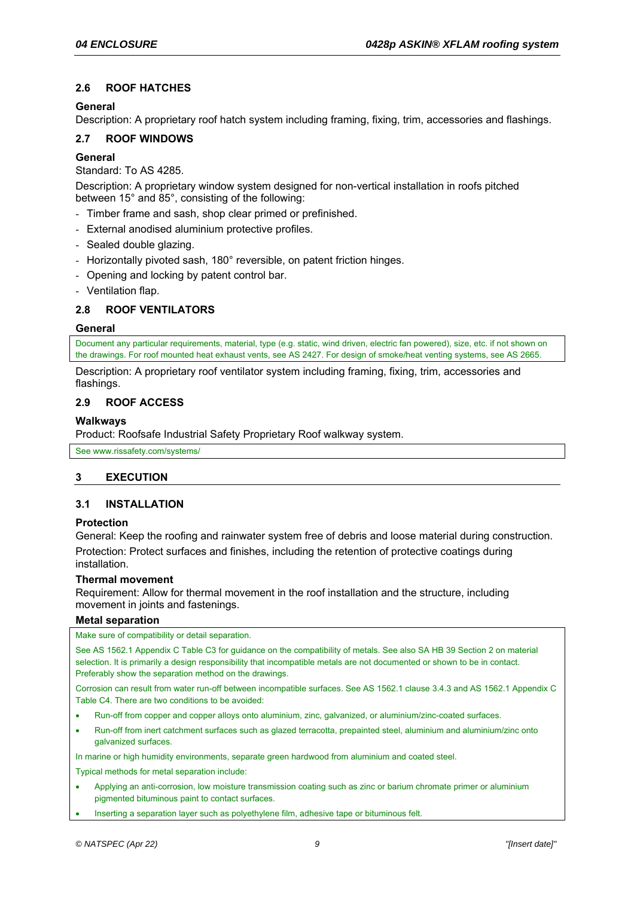### 2.6 ROOF HATCHES

**General**

Description: A proprietary roof hatch system including framing, fixing, trim, accessories and flashings.

### 2.7 ROOF WINDOWS

**General**

Standard: To AS 4285.

Description: A proprietary window system designed for non-vertical installation in roofs pitched between 15° and 85°, consisting of the following:

- Timber frame and sash, shop clear primed or prefinished.
- External anodised aluminium protective profiles.
- Sealed double glazing.
- Horizontally pivoted sash, 180° reversible, on patent friction hinges.
- Opening and locking by patent control bar.
- Ventilation flap.

### 2.8 ROOF VENTILATORS

**General**

Document any particular requirements, material, type (e.g. static, wind driven, electric fan powered), size, etc. if not shown on the drawings. For roof mounted heat exhaust vents, see AS 2427. For design of smoke/heat venting systems, see AS 2665.

Description: A proprietary roof ventilator system including framing, fixing, trim, accessories and flashings.

### 2.9 ROOF ACCESS

**Walkways**

Product: Roofsafe Industrial Safety Proprietary Roof walkway system.

See www.rissafety.com/systems/

## 3 EXECUTION

### 3.1 INSTALLATION

**Protection**

General: Keep the roofing and rainwater system free of debris and loose material during construction.

Protection: Protect surfaces and finishes, including the retention of protective coatings during installation.

**Thermal movement**

Requirement: Allow for thermal movement in the roof installation and the structure, including movement in joints and fastenings.

**Metal separation**

Make sure of compatibility or detail separation.

See AS 1562.1 Appendix C Table C3 for guidance on the compatibility of metals. See also SA HB 39 Section 2 on material selection. It is primarily a design responsibility that incompatible metals are not documented or shown to be in contact. Preferably show the separation method on the drawings.

Corrosion can result from water run-off between incompatible surfaces. See AS 1562.1 clause 3.4.3 and AS 1562.1 Appendix C Table C4. There are two conditions to be avoided:

- Run-off from copper and copper alloys onto aluminium, zinc, galvanized, or aluminium/zinc-coated surfaces.
- Run-off from inert catchment surfaces such as glazed terracotta, prepainted steel, aluminium and aluminium/zinc onto galvanized surfaces.

In marine or high humidity environments, separate green hardwood from aluminium and coated steel.

Typical methods for metal separation include:

- Applying an anti-corrosion, low moisture transmission coating such as zinc or barium chromate primer or aluminium pigmented bituminous paint to contact surfaces.
- Inserting a separation layer such as polyethylene film, adhesive tape or bituminous felt.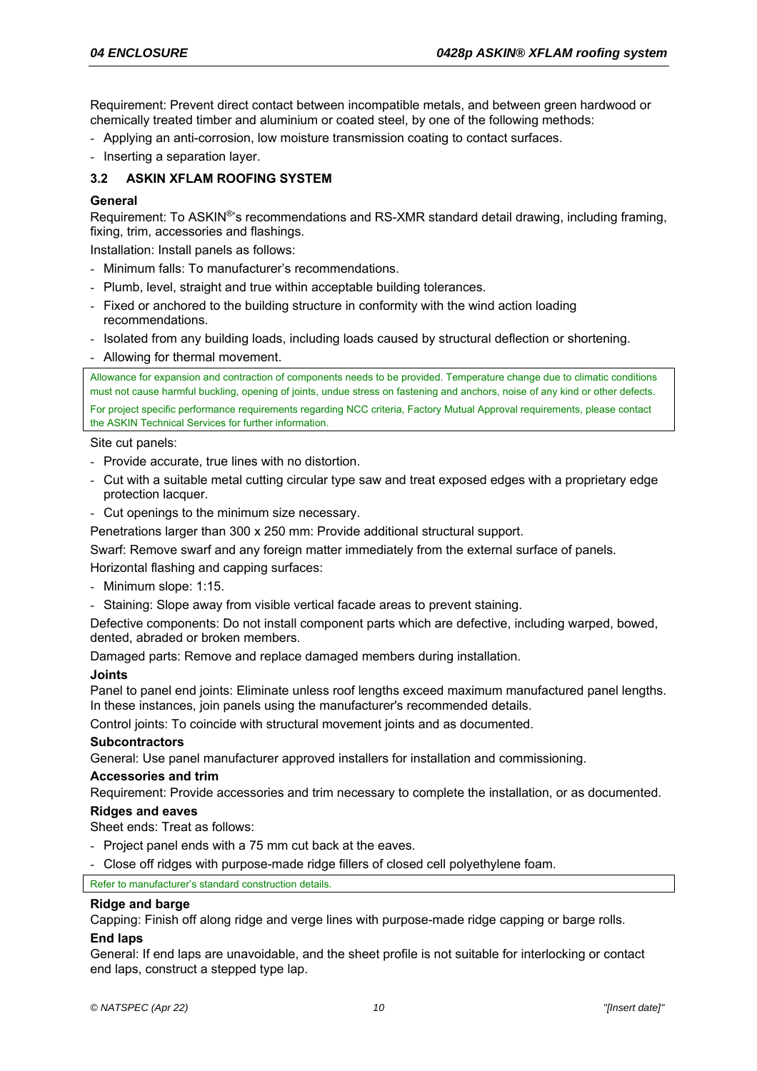Requirement: Prevent direct contact between incompatible metals, and between green hardwood or chemically treated timber and aluminium or coated steel, by one of the following methods:

- Applying an anti-corrosion, low moisture transmission coating to contact surfaces.
- Inserting a separation layer.

### 3.2 ASKIN XFLAM ROOFING SYSTEM

**General**

Requirement: To ASKIN®'s recommendations and RS-XMR standard detail drawing, including framing, fixing, trim, accessories and flashings.

Installation: Install panels as follows:

- Minimum falls: To manufacturer's recommendations.
- Plumb, level, straight and true within acceptable building tolerances.
- Fixed or anchored to the building structure in conformity with the wind action loading recommendations.
- Isolated from any building loads, including loads caused by structural deflection or shortening.
- Allowing for thermal movement.

> Allowance for expansion and contraction of components needs to be provided. Temperature change due to climatic conditions must not cause harmful buckling, opening of joints, undue stress on fastening and anchors, noise of any kind or other defects.
>
> For project specific performance requirements regarding NCC criteria, Factory Mutual Approval requirements, please contact the ASKIN Technical Services for further information.

Site cut panels:

- Provide accurate, true lines with no distortion.
- Cut with a suitable metal cutting circular type saw and treat exposed edges with a proprietary edge protection lacquer.
- Cut openings to the minimum size necessary.

Penetrations larger than 300 x 250 mm: Provide additional structural support.

Swarf: Remove swarf and any foreign matter immediately from the external surface of panels.

Horizontal flashing and capping surfaces:

- Minimum slope: 1:15.
- Staining: Slope away from visible vertical facade areas to prevent staining.

Defective components: Do not install component parts which are defective, including warped, bowed, dented, abraded or broken members.

Damaged parts: Remove and replace damaged members during installation.

**Joints**

Panel to panel end joints: Eliminate unless roof lengths exceed maximum manufactured panel lengths. In these instances, join panels using the manufacturer's recommended details.

Control joints: To coincide with structural movement joints and as documented.

**Subcontractors**

General: Use panel manufacturer approved installers for installation and commissioning.

**Accessories and trim**

Requirement: Provide accessories and trim necessary to complete the installation, or as documented.

**Ridges and eaves**

Sheet ends: Treat as follows:

- Project panel ends with a 75 mm cut back at the eaves.
- Close off ridges with purpose-made ridge fillers of closed cell polyethylene foam.

> Refer to manufacturer's standard construction details.

**Ridge and barge**

Capping: Finish off along ridge and verge lines with purpose-made ridge capping or barge rolls.

**End laps**

General: If end laps are unavoidable, and the sheet profile is not suitable for interlocking or contact end laps, construct a stepped type lap.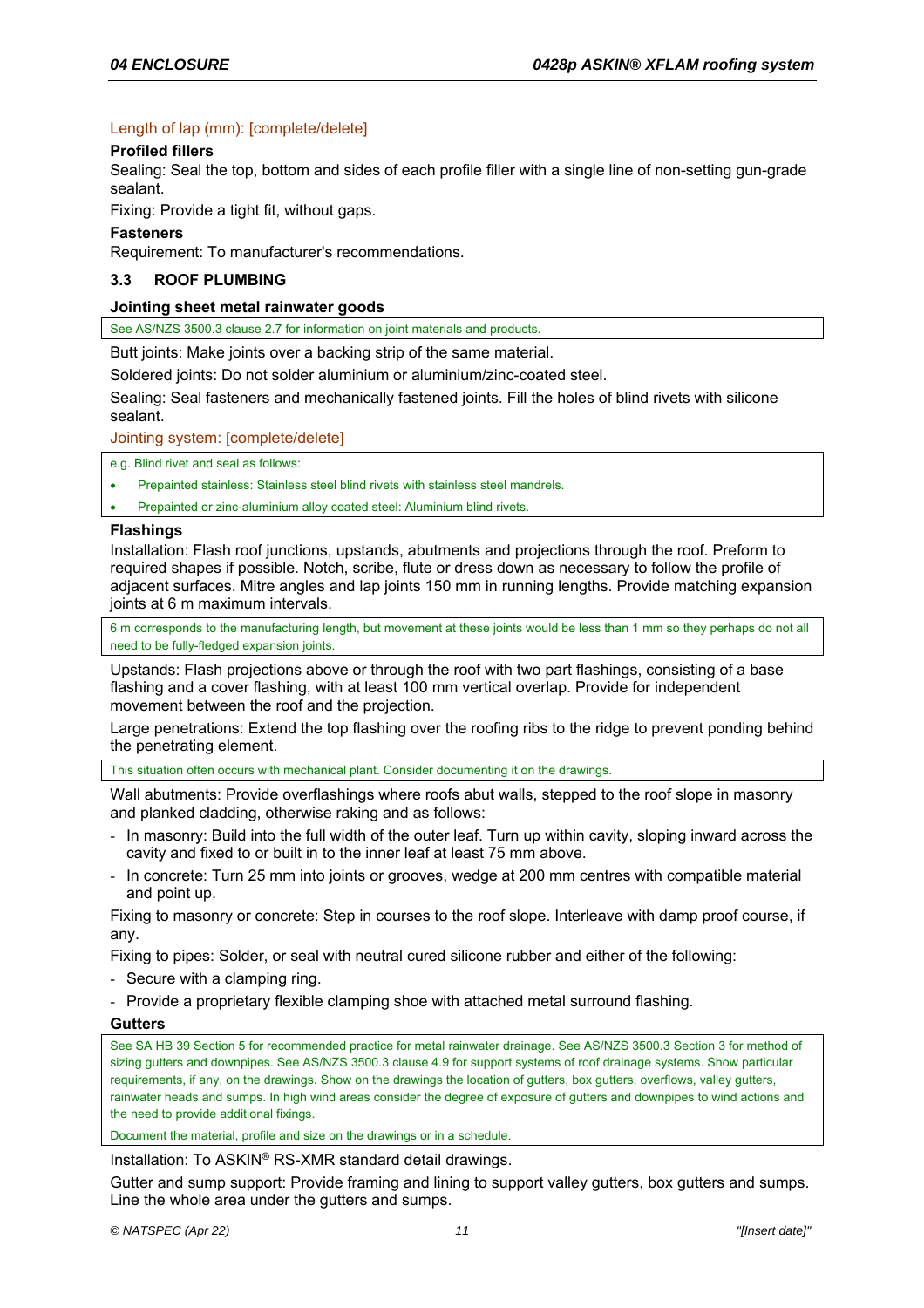Length of lap (mm): [complete/delete]

**Profiled fillers**

Sealing: Seal the top, bottom and sides of each profile filler with a single line of non-setting gun-grade sealant.

Fixing: Provide a tight fit, without gaps.

**Fasteners**

Requirement: To manufacturer's recommendations.

## 3.3 ROOF PLUMBING

**Jointing sheet metal rainwater goods**

See AS/NZS 3500.3 clause 2.7 for information on joint materials and products.

Butt joints: Make joints over a backing strip of the same material.

Soldered joints: Do not solder aluminium or aluminium/zinc-coated steel.

Sealing: Seal fasteners and mechanically fastened joints. Fill the holes of blind rivets with silicone sealant.

Jointing system: [complete/delete]

e.g. Blind rivet and seal as follows:

- Prepainted stainless: Stainless steel blind rivets with stainless steel mandrels.
- Prepainted or zinc-aluminium alloy coated steel: Aluminium blind rivets.

**Flashings**

Installation: Flash roof junctions, upstands, abutments and projections through the roof. Preform to required shapes if possible. Notch, scribe, flute or dress down as necessary to follow the profile of adjacent surfaces. Mitre angles and lap joints 150 mm in running lengths. Provide matching expansion joints at 6 m maximum intervals.

6 m corresponds to the manufacturing length, but movement at these joints would be less than 1 mm so they perhaps do not all need to be fully-fledged expansion joints.

Upstands: Flash projections above or through the roof with two part flashings, consisting of a base flashing and a cover flashing, with at least 100 mm vertical overlap. Provide for independent movement between the roof and the projection.

Large penetrations: Extend the top flashing over the roofing ribs to the ridge to prevent ponding behind the penetrating element.

This situation often occurs with mechanical plant. Consider documenting it on the drawings.

Wall abutments: Provide overflashings where roofs abut walls, stepped to the roof slope in masonry and planked cladding, otherwise raking and as follows:

- In masonry: Build into the full width of the outer leaf. Turn up within cavity, sloping inward across the cavity and fixed to or built in to the inner leaf at least 75 mm above.
- In concrete: Turn 25 mm into joints or grooves, wedge at 200 mm centres with compatible material and point up.

Fixing to masonry or concrete: Step in courses to the roof slope. Interleave with damp proof course, if any.

Fixing to pipes: Solder, or seal with neutral cured silicone rubber and either of the following:

- Secure with a clamping ring.
- Provide a proprietary flexible clamping shoe with attached metal surround flashing.

**Gutters**

See SA HB 39 Section 5 for recommended practice for metal rainwater drainage. See AS/NZS 3500.3 Section 3 for method of sizing gutters and downpipes. See AS/NZS 3500.3 clause 4.9 for support systems of roof drainage systems. Show particular requirements, if any, on the drawings. Show on the drawings the location of gutters, box gutters, overflows, valley gutters, rainwater heads and sumps. In high wind areas consider the degree of exposure of gutters and downpipes to wind actions and the need to provide additional fixings.

Document the material, profile and size on the drawings or in a schedule.

Installation: To ASKIN® RS-XMR standard detail drawings.

Gutter and sump support: Provide framing and lining to support valley gutters, box gutters and sumps. Line the whole area under the gutters and sumps.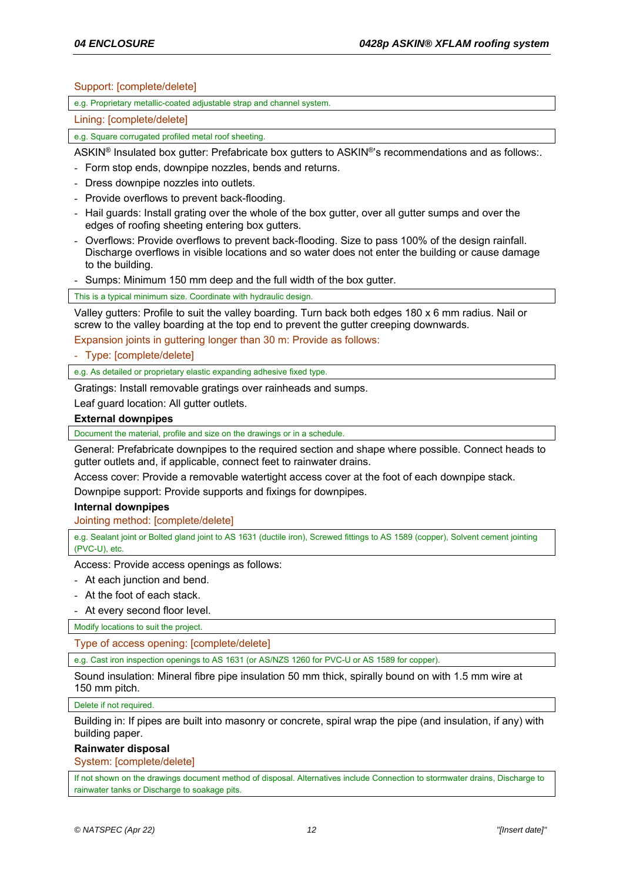Support: [complete/delete]

e.g. Proprietary metallic-coated adjustable strap and channel system.

Lining: [complete/delete]

e.g. Square corrugated profiled metal roof sheeting.

ASKIN® Insulated box gutter: Prefabricate box gutters to ASKIN®'s recommendations and as follows:.

- Form stop ends, downpipe nozzles, bends and returns.
- Dress downpipe nozzles into outlets.
- Provide overflows to prevent back-flooding.
- Hail guards: Install grating over the whole of the box gutter, over all gutter sumps and over the edges of roofing sheeting entering box gutters.
- Overflows: Provide overflows to prevent back-flooding. Size to pass 100% of the design rainfall. Discharge overflows in visible locations and so water does not enter the building or cause damage to the building.
- Sumps: Minimum 150 mm deep and the full width of the box gutter.

This is a typical minimum size. Coordinate with hydraulic design.

Valley gutters: Profile to suit the valley boarding. Turn back both edges 180 x 6 mm radius. Nail or screw to the valley boarding at the top end to prevent the gutter creeping downwards.

Expansion joints in guttering longer than 30 m: Provide as follows:

- Type: [complete/delete]

e.g. As detailed or proprietary elastic expanding adhesive fixed type.

Gratings: Install removable gratings over rainheads and sumps.

Leaf guard location: All gutter outlets.

**External downpipes**

Document the material, profile and size on the drawings or in a schedule.

General: Prefabricate downpipes to the required section and shape where possible. Connect heads to gutter outlets and, if applicable, connect feet to rainwater drains.

Access cover: Provide a removable watertight access cover at the foot of each downpipe stack.

Downpipe support: Provide supports and fixings for downpipes.

**Internal downpipes**

Jointing method: [complete/delete]

e.g. Sealant joint or Bolted gland joint to AS 1631 (ductile iron), Screwed fittings to AS 1589 (copper), Solvent cement jointing (PVC-U), etc.

Access: Provide access openings as follows:

- At each junction and bend.
- At the foot of each stack.
- At every second floor level.

Modify locations to suit the project.

Type of access opening: [complete/delete]

e.g. Cast iron inspection openings to AS 1631 (or AS/NZS 1260 for PVC-U or AS 1589 for copper).

Sound insulation: Mineral fibre pipe insulation 50 mm thick, spirally bound on with 1.5 mm wire at 150 mm pitch.

Delete if not required.

Building in: If pipes are built into masonry or concrete, spiral wrap the pipe (and insulation, if any) with building paper.

**Rainwater disposal**

System: [complete/delete]

If not shown on the drawings document method of disposal. Alternatives include Connection to stormwater drains, Discharge to rainwater tanks or Discharge to soakage pits.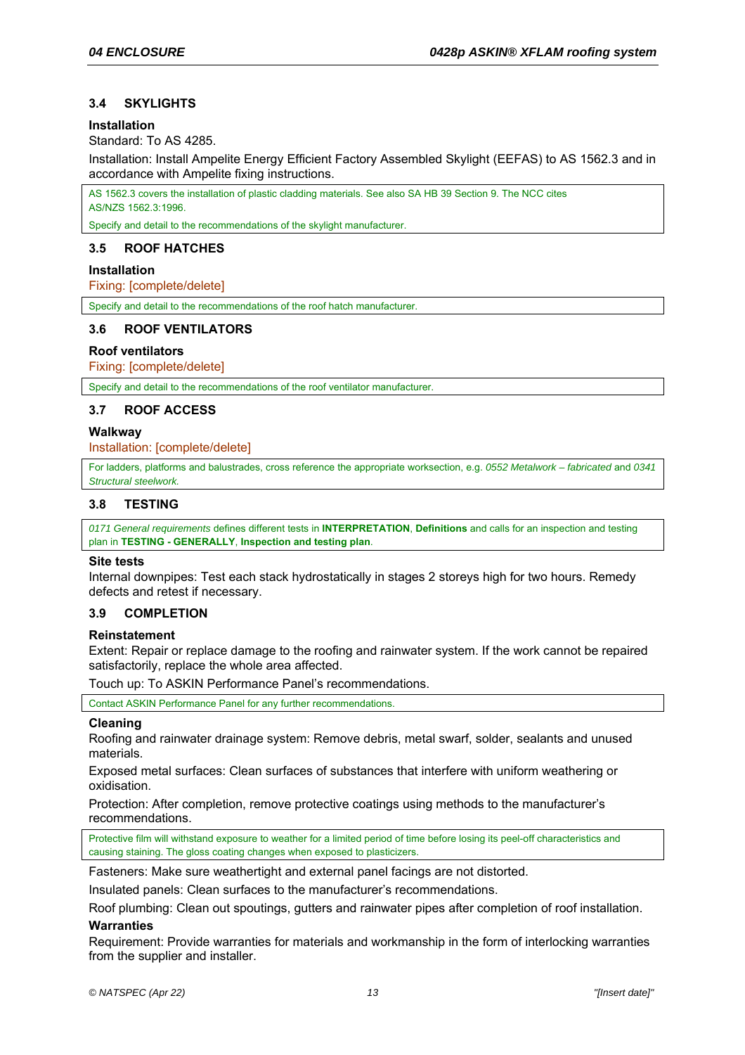### 3.4 SKYLIGHTS

**Installation**

Standard: To AS 4285.

Installation: Install Ampelite Energy Efficient Factory Assembled Skylight (EEFAS) to AS 1562.3 and in accordance with Ampelite fixing instructions.

> AS 1562.3 covers the installation of plastic cladding materials. See also SA HB 39 Section 9. The NCC cites AS/NZS 1562.3:1996.
>
> Specify and detail to the recommendations of the skylight manufacturer.

### 3.5 ROOF HATCHES

**Installation**

Fixing: [complete/delete]

> Specify and detail to the recommendations of the roof hatch manufacturer.

### 3.6 ROOF VENTILATORS

**Roof ventilators**

Fixing: [complete/delete]

> Specify and detail to the recommendations of the roof ventilator manufacturer.

### 3.7 ROOF ACCESS

**Walkway**

Installation: [complete/delete]

> For ladders, platforms and balustrades, cross reference the appropriate worksection, e.g. *0552 Metalwork – fabricated* and *0341 Structural steelwork*.

### 3.8 TESTING

> *0171 General requirements* defines different tests in **INTERPRETATION**, **Definitions** and calls for an inspection and testing plan in **TESTING - GENERALLY**, **Inspection and testing plan**.

**Site tests**

Internal downpipes: Test each stack hydrostatically in stages 2 storeys high for two hours. Remedy defects and retest if necessary.

### 3.9 COMPLETION

**Reinstatement**

Extent: Repair or replace damage to the roofing and rainwater system. If the work cannot be repaired satisfactorily, replace the whole area affected.

Touch up: To ASKIN Performance Panel's recommendations.

> Contact ASKIN Performance Panel for any further recommendations.

**Cleaning**

Roofing and rainwater drainage system: Remove debris, metal swarf, solder, sealants and unused materials.

Exposed metal surfaces: Clean surfaces of substances that interfere with uniform weathering or oxidisation.

Protection: After completion, remove protective coatings using methods to the manufacturer's recommendations.

> Protective film will withstand exposure to weather for a limited period of time before losing its peel-off characteristics and causing staining. The gloss coating changes when exposed to plasticizers.

Fasteners: Make sure weathertight and external panel facings are not distorted.

Insulated panels: Clean surfaces to the manufacturer's recommendations.

Roof plumbing: Clean out spoutings, gutters and rainwater pipes after completion of roof installation.

**Warranties**

Requirement: Provide warranties for materials and workmanship in the form of interlocking warranties from the supplier and installer.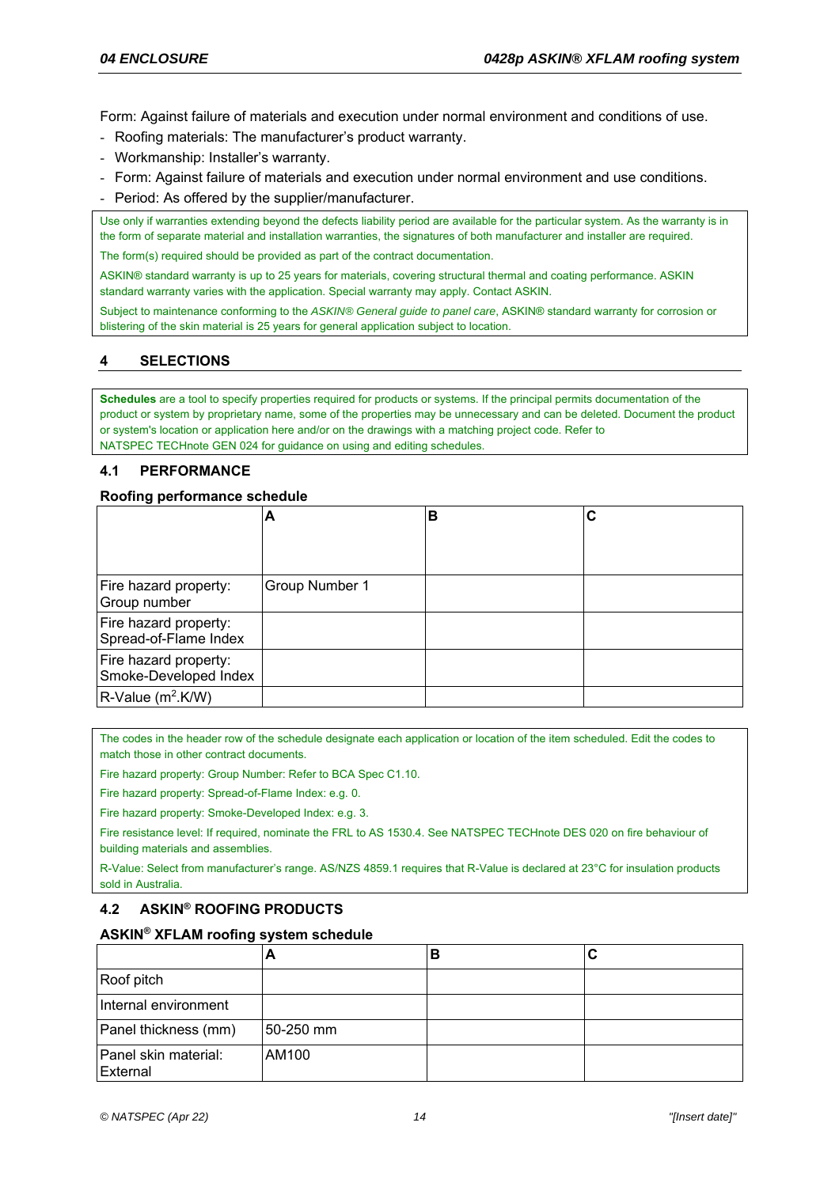Form: Against failure of materials and execution under normal environment and conditions of use.

- Roofing materials: The manufacturer's product warranty.
- Workmanship: Installer's warranty.
- Form: Against failure of materials and execution under normal environment and use conditions.
- Period: As offered by the supplier/manufacturer.

Use only if warranties extending beyond the defects liability period are available for the particular system. As the warranty is in the form of separate material and installation warranties, the signatures of both manufacturer and installer are required.

The form(s) required should be provided as part of the contract documentation.

ASKIN® standard warranty is up to 25 years for materials, covering structural thermal and coating performance. ASKIN standard warranty varies with the application. Special warranty may apply. Contact ASKIN.

Subject to maintenance conforming to the *ASKIN® General guide to panel care*, ASKIN® standard warranty for corrosion or blistering of the skin material is 25 years for general application subject to location.

## 4 SELECTIONS

**Schedules** are a tool to specify properties required for products or systems. If the principal permits documentation of the product or system by proprietary name, some of the properties may be unnecessary and can be deleted. Document the product or system's location or application here and/or on the drawings with a matching project code. Refer to NATSPEC TECHnote GEN 024 for guidance on using and editing schedules.

### 4.1 PERFORMANCE

**Roofing performance schedule**

| | A | B | C |
|---|---|---|---|
| Fire hazard property: Group number | Group Number 1 | | |
| Fire hazard property: Spread-of-Flame Index | | | |
| Fire hazard property: Smoke-Developed Index | | | |
| R-Value ($m^2$.K/W) | | | |

The codes in the header row of the schedule designate each application or location of the item scheduled. Edit the codes to match those in other contract documents.

Fire hazard property: Group Number: Refer to BCA Spec C1.10.

Fire hazard property: Spread-of-Flame Index: e.g. 0.

Fire hazard property: Smoke-Developed Index: e.g. 3.

Fire resistance level: If required, nominate the FRL to AS 1530.4. See NATSPEC TECHnote DES 020 on fire behaviour of building materials and assemblies.

R-Value: Select from manufacturer's range. AS/NZS 4859.1 requires that R-Value is declared at 23°C for insulation products sold in Australia.

### 4.2 ASKIN® ROOFING PRODUCTS

**ASKIN® XFLAM roofing system schedule**

| | A | B | C |
|---|---|---|---|
| Roof pitch | | | |
| Internal environment | | | |
| Panel thickness (mm) | 50-250 mm | | |
| Panel skin material: External | AM100 | | |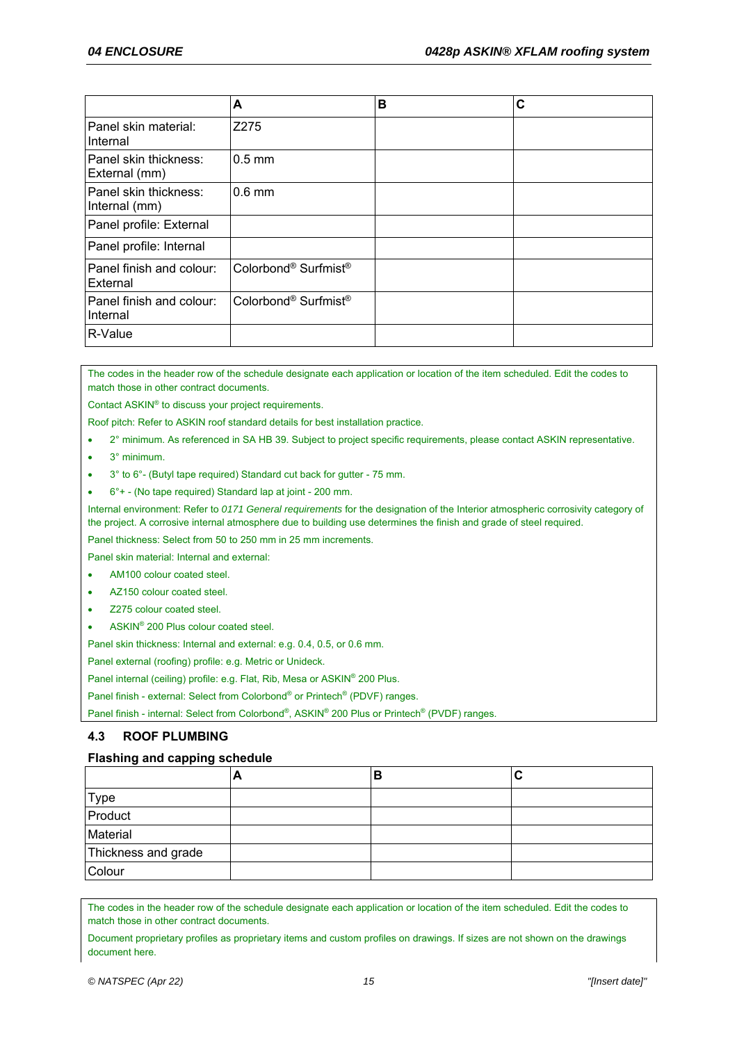| | A | B | C |
|---|---|---|---|
| Panel skin material: Internal | Z275 | | |
| Panel skin thickness: External (mm) | 0.5 mm | | |
| Panel skin thickness: Internal (mm) | 0.6 mm | | |
| Panel profile: External | | | |
| Panel profile: Internal | | | |
| Panel finish and colour: External | Colorbond® Surfmist® | | |
| Panel finish and colour: Internal | Colorbond® Surfmist® | | |
| R-Value | | | |

The codes in the header row of the schedule designate each application or location of the item scheduled. Edit the codes to match those in other contract documents.

Contact ASKIN® to discuss your project requirements.

Roof pitch: Refer to ASKIN roof standard details for best installation practice.

- 2° minimum. As referenced in SA HB 39. Subject to project specific requirements, please contact ASKIN representative.
- 3° minimum.
- 3° to 6°- (Butyl tape required) Standard cut back for gutter - 75 mm.
- 6°+ - (No tape required) Standard lap at joint - 200 mm.

Internal environment: Refer to *0171 General requirements* for the designation of the Interior atmospheric corrosivity category of the project. A corrosive internal atmosphere due to building use determines the finish and grade of steel required.

Panel thickness: Select from 50 to 250 mm in 25 mm increments.

Panel skin material: Internal and external:

- AM100 colour coated steel.
- AZ150 colour coated steel.
- Z275 colour coated steel.
- ASKIN® 200 Plus colour coated steel.

Panel skin thickness: Internal and external: e.g. 0.4, 0.5, or 0.6 mm.

Panel external (roofing) profile: e.g. Metric or Unideck.

Panel internal (ceiling) profile: e.g. Flat, Rib, Mesa or ASKIN® 200 Plus.

Panel finish - external: Select from Colorbond® or Printech® (PDVF) ranges.

Panel finish - internal: Select from Colorbond®, ASKIN® 200 Plus or Printech® (PVDF) ranges.

## 4.3 ROOF PLUMBING

### Flashing and capping schedule

| | A | B | C |
|---|---|---|---|
| Type | | | |
| Product | | | |
| Material | | | |
| Thickness and grade | | | |
| Colour | | | |

The codes in the header row of the schedule designate each application or location of the item scheduled. Edit the codes to match those in other contract documents.

Document proprietary profiles as proprietary items and custom profiles on drawings. If sizes are not shown on the drawings document here.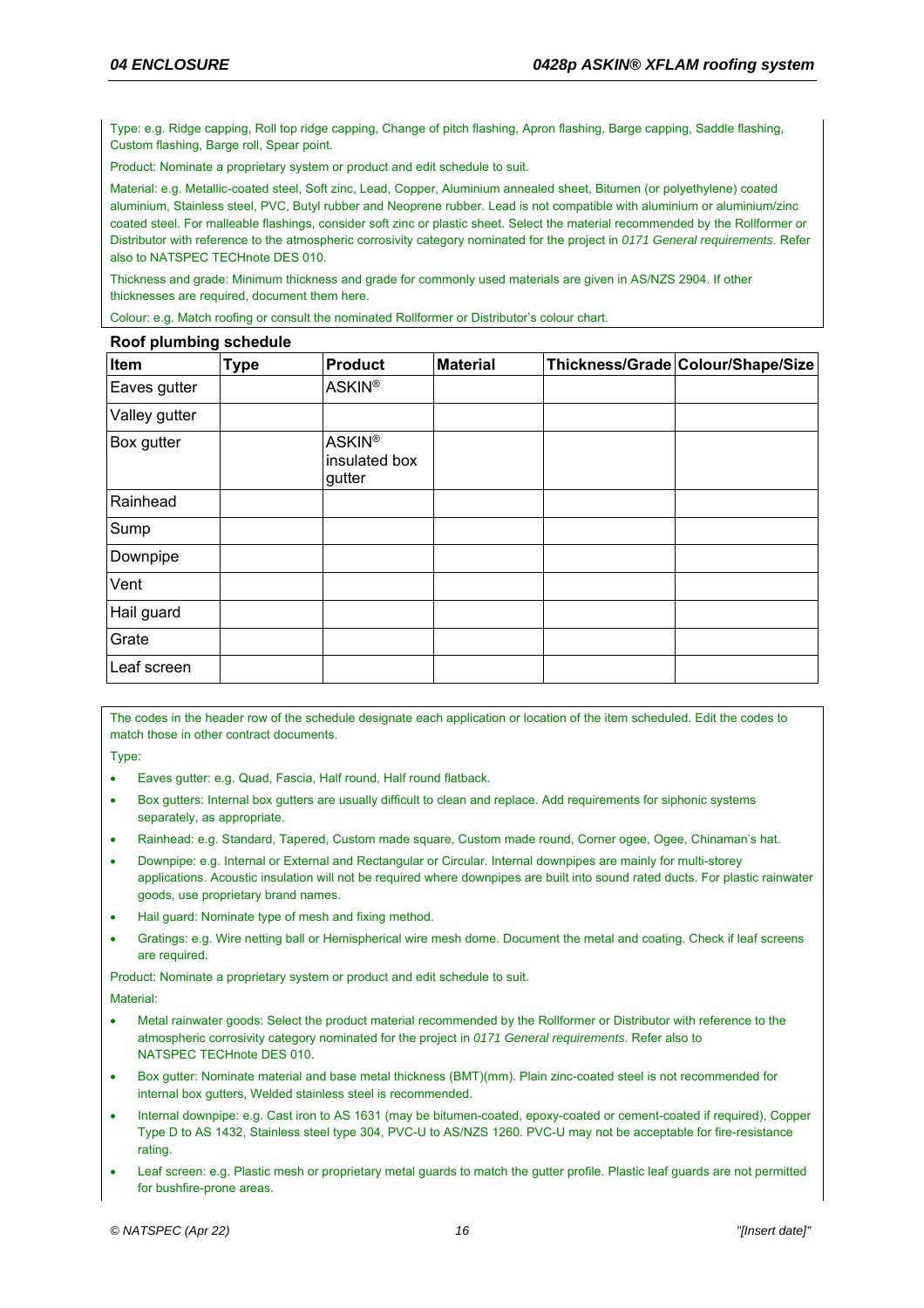Type: e.g. Ridge capping, Roll top ridge capping, Change of pitch flashing, Apron flashing, Barge capping, Saddle flashing, Custom flashing, Barge roll, Spear point.

Product: Nominate a proprietary system or product and edit schedule to suit.

Material: e.g. Metallic-coated steel, Soft zinc, Lead, Copper, Aluminium annealed sheet, Bitumen (or polyethylene) coated aluminium, Stainless steel, PVC, Butyl rubber and Neoprene rubber. Lead is not compatible with aluminium or aluminium/zinc coated steel. For malleable flashings, consider soft zinc or plastic sheet. Select the material recommended by the Rollformer or Distributor with reference to the atmospheric corrosivity category nominated for the project in *0171 General requirements*. Refer also to NATSPEC TECHnote DES 010.

Thickness and grade: Minimum thickness and grade for commonly used materials are given in AS/NZS 2904. If other thicknesses are required, document them here.

Colour: e.g. Match roofing or consult the nominated Rollformer or Distributor's colour chart.

**Roof plumbing schedule**

| Item | Type | Product | Material | Thickness/Grade | Colour/Shape/Size |
|---|---|---|---|---|---|
| Eaves gutter | | ASKIN® | | | |
| Valley gutter | | | | | |
| Box gutter | | ASKIN® insulated box gutter | | | |
| Rainhead | | | | | |
| Sump | | | | | |
| Downpipe | | | | | |
| Vent | | | | | |
| Hail guard | | | | | |
| Grate | | | | | |
| Leaf screen | | | | | |

The codes in the header row of the schedule designate each application or location of the item scheduled. Edit the codes to match those in other contract documents.

Type:

- Eaves gutter: e.g. Quad, Fascia, Half round, Half round flatback.
- Box gutters: Internal box gutters are usually difficult to clean and replace. Add requirements for siphonic systems separately, as appropriate.
- Rainhead: e.g. Standard, Tapered, Custom made square, Custom made round, Corner ogee, Ogee, Chinaman's hat.
- Downpipe: e.g. Internal or External and Rectangular or Circular. Internal downpipes are mainly for multi-storey applications. Acoustic insulation will not be required where downpipes are built into sound rated ducts. For plastic rainwater goods, use proprietary brand names.
- Hail guard: Nominate type of mesh and fixing method.
- Gratings: e.g. Wire netting ball or Hemispherical wire mesh dome. Document the metal and coating. Check if leaf screens are required.

Product: Nominate a proprietary system or product and edit schedule to suit.

Material:

- Metal rainwater goods: Select the product material recommended by the Rollformer or Distributor with reference to the atmospheric corrosivity category nominated for the project in *0171 General requirements*. Refer also to NATSPEC TECHnote DES 010.
- Box gutter: Nominate material and base metal thickness (BMT)(mm). Plain zinc-coated steel is not recommended for internal box gutters, Welded stainless steel is recommended.
- Internal downpipe: e.g. Cast iron to AS 1631 (may be bitumen-coated, epoxy-coated or cement-coated if required), Copper Type D to AS 1432, Stainless steel type 304, PVC-U to AS/NZS 1260. PVC-U may not be acceptable for fire-resistance rating.
- Leaf screen: e.g. Plastic mesh or proprietary metal guards to match the gutter profile. Plastic leaf guards are not permitted for bushfire-prone areas.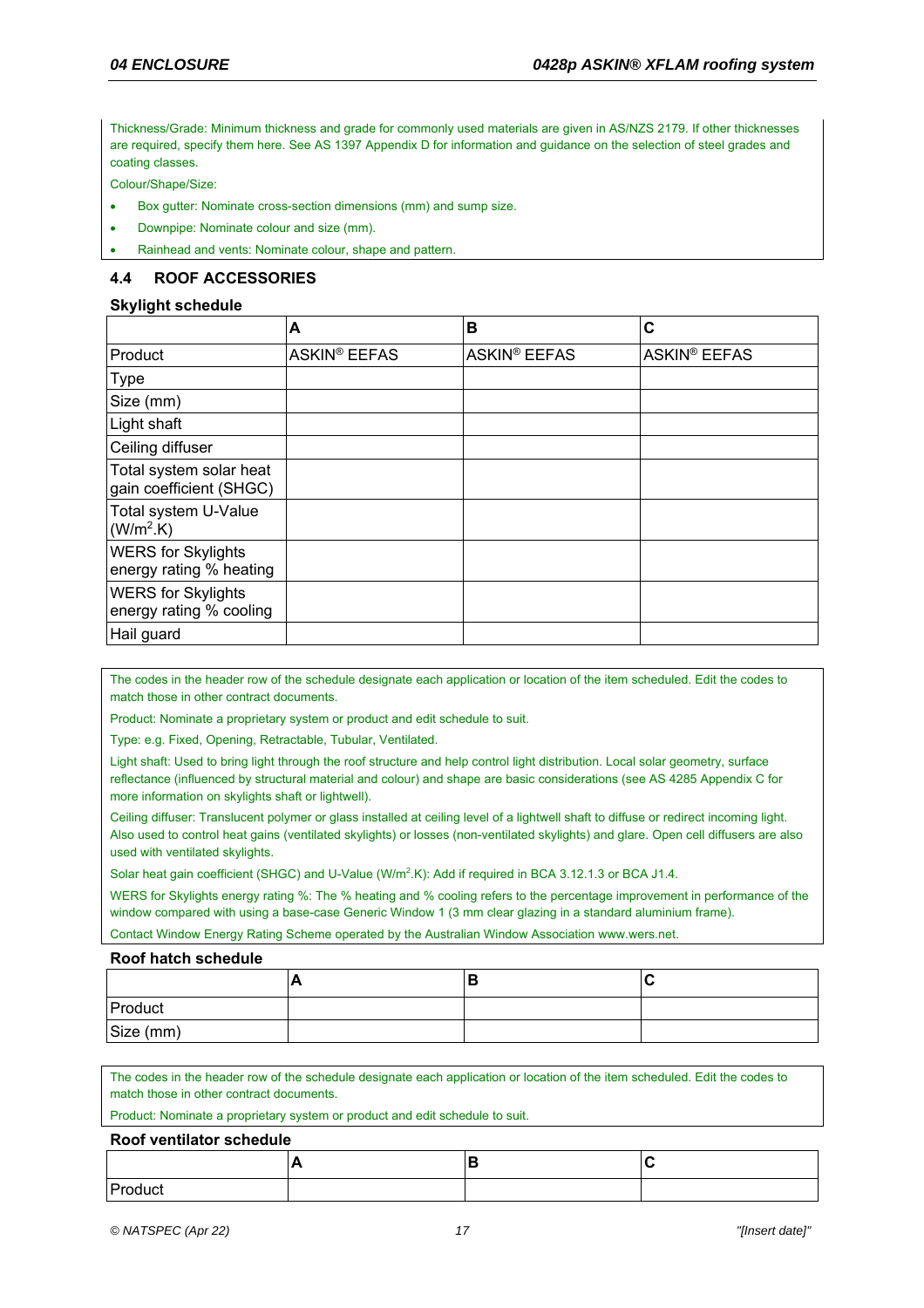Thickness/Grade: Minimum thickness and grade for commonly used materials are given in AS/NZS 2179. If other thicknesses are required, specify them here. See AS 1397 Appendix D for information and guidance on the selection of steel grades and coating classes.

Colour/Shape/Size:

- Box gutter: Nominate cross-section dimensions (mm) and sump size.
- Downpipe: Nominate colour and size (mm).
- Rainhead and vents: Nominate colour, shape and pattern.

## 4.4 ROOF ACCESSORIES

### Skylight schedule

| | A | B | C |
|---|---|---|---|
| Product | ASKIN® EEFAS | ASKIN® EEFAS | ASKIN® EEFAS |
| Type | | | |
| Size (mm) | | | |
| Light shaft | | | |
| Ceiling diffuser | | | |
| Total system solar heat gain coefficient (SHGC) | | | |
| Total system U-Value ($W/m^2.K$) | | | |
| WERS for Skylights energy rating % heating | | | |
| WERS for Skylights energy rating % cooling | | | |
| Hail guard | | | |

The codes in the header row of the schedule designate each application or location of the item scheduled. Edit the codes to match those in other contract documents.

Product: Nominate a proprietary system or product and edit schedule to suit.

Type: e.g. Fixed, Opening, Retractable, Tubular, Ventilated.

Light shaft: Used to bring light through the roof structure and help control light distribution. Local solar geometry, surface reflectance (influenced by structural material and colour) and shape are basic considerations (see AS 4285 Appendix C for more information on skylights shaft or lightwell).

Ceiling diffuser: Translucent polymer or glass installed at ceiling level of a lightwell shaft to diffuse or redirect incoming light. Also used to control heat gains (ventilated skylights) or losses (non-ventilated skylights) and glare. Open cell diffusers are also used with ventilated skylights.

Solar heat gain coefficient (SHGC) and U-Value ($W/m^2.K$): Add if required in BCA 3.12.1.3 or BCA J1.4.

WERS for Skylights energy rating %: The % heating and % cooling refers to the percentage improvement in performance of the window compared with using a base-case Generic Window 1 (3 mm clear glazing in a standard aluminium frame).

Contact Window Energy Rating Scheme operated by the Australian Window Association www.wers.net.

### Roof hatch schedule

| | A | B | C |
|---|---|---|---|
| Product | | | |
| Size (mm) | | | |

The codes in the header row of the schedule designate each application or location of the item scheduled. Edit the codes to match those in other contract documents.

Product: Nominate a proprietary system or product and edit schedule to suit.

### Roof ventilator schedule

| | A | B | C |
|---|---|---|---|
| Product | | | |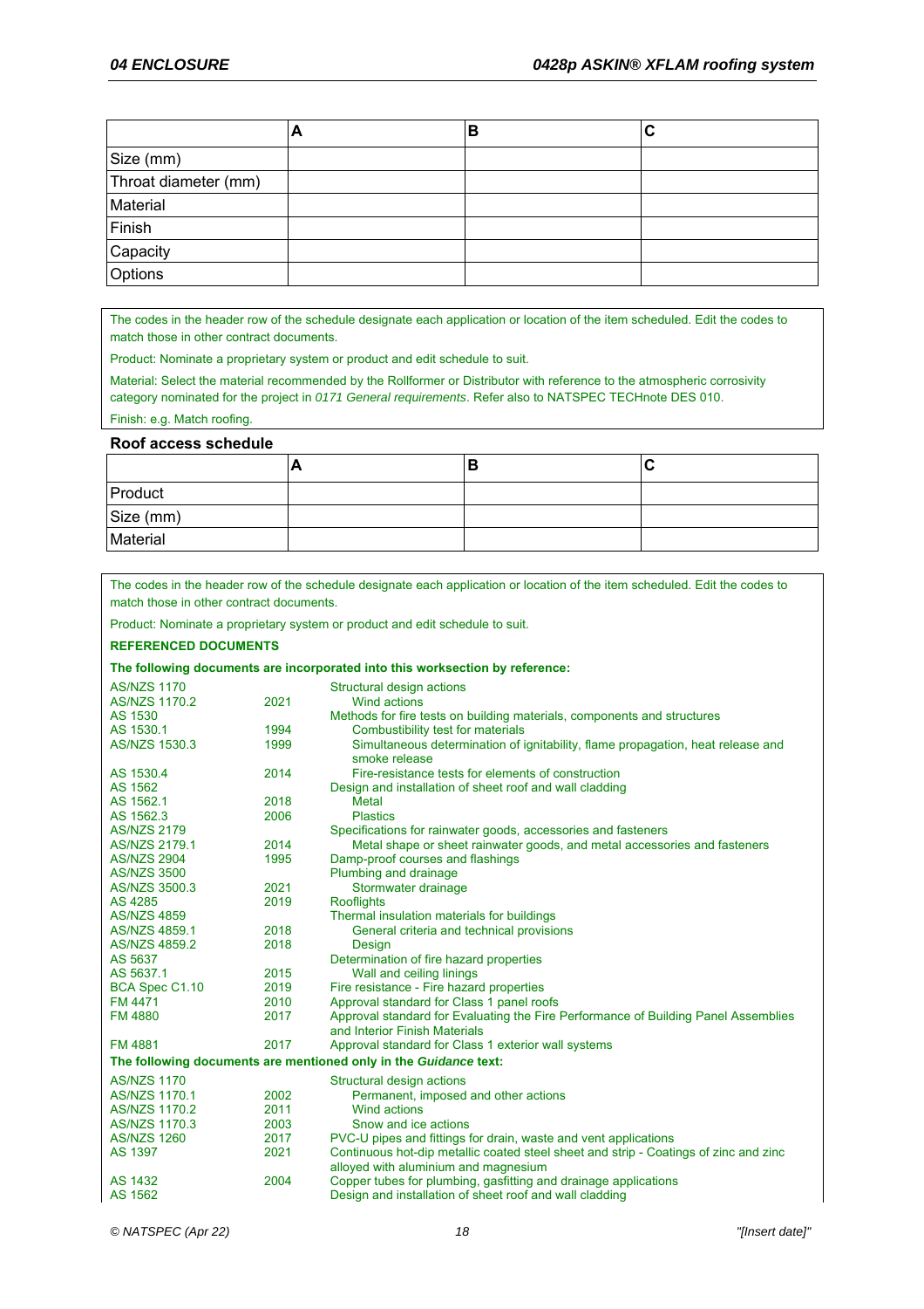| | A | B | C |
|---|---|---|---|
| Size (mm) | | | |
| Throat diameter (mm) | | | |
| Material | | | |
| Finish | | | |
| Capacity | | | |
| Options | | | |

The codes in the header row of the schedule designate each application or location of the item scheduled. Edit the codes to match those in other contract documents.

Product: Nominate a proprietary system or product and edit schedule to suit.

Material: Select the material recommended by the Rollformer or Distributor with reference to the atmospheric corrosivity category nominated for the project in *0171 General requirements*. Refer also to NATSPEC TECHnote DES 010.

Finish: e.g. Match roofing.

**Roof access schedule**

| | A | B | C |
|---|---|---|---|
| Product | | | |
| Size (mm) | | | |
| Material | | | |

The codes in the header row of the schedule designate each application or location of the item scheduled. Edit the codes to match those in other contract documents.

Product: Nominate a proprietary system or product and edit schedule to suit.

**REFERENCED DOCUMENTS**

**The following documents are incorporated into this worksection by reference:**

| | | |
|---|---|---|
| AS/NZS 1170 | | Structural design actions |
| AS/NZS 1170.2 | 2021 | Wind actions |
| AS 1530 | | Methods for fire tests on building materials, components and structures |
| AS 1530.1 | 1994 | Combustibility test for materials |
| AS/NZS 1530.3 | 1999 | Simultaneous determination of ignitability, flame propagation, heat release and smoke release |
| AS 1530.4 | 2014 | Fire-resistance tests for elements of construction |
| AS 1562 | | Design and installation of sheet roof and wall cladding |
| AS 1562.1 | 2018 | Metal |
| AS 1562.3 | 2006 | Plastics |
| AS/NZS 2179 | | Specifications for rainwater goods, accessories and fasteners |
| AS/NZS 2179.1 | 2014 | Metal shape or sheet rainwater goods, and metal accessories and fasteners |
| AS/NZS 2904 | 1995 | Damp-proof courses and flashings |
| AS/NZS 3500 | | Plumbing and drainage |
| AS/NZS 3500.3 | 2021 | Stormwater drainage |
| AS 4285 | 2019 | Rooflights |
| AS/NZS 4859 | | Thermal insulation materials for buildings |
| AS/NZS 4859.1 | 2018 | General criteria and technical provisions |
| AS/NZS 4859.2 | 2018 | Design |
| AS 5637 | | Determination of fire hazard properties |
| AS 5637.1 | 2015 | Wall and ceiling linings |
| BCA Spec C1.10 | 2019 | Fire resistance - Fire hazard properties |
| FM 4471 | 2010 | Approval standard for Class 1 panel roofs |
| FM 4880 | 2017 | Approval standard for Evaluating the Fire Performance of Building Panel Assemblies and Interior Finish Materials |
| FM 4881 | 2017 | Approval standard for Class 1 exterior wall systems |

**The following documents are mentioned only in the *Guidance* text:**

| | | |
|---|---|---|
| AS/NZS 1170 | | Structural design actions |
| AS/NZS 1170.1 | 2002 | Permanent, imposed and other actions |
| AS/NZS 1170.2 | 2011 | Wind actions |
| AS/NZS 1170.3 | 2003 | Snow and ice actions |
| AS/NZS 1260 | 2017 | PVC-U pipes and fittings for drain, waste and vent applications |
| AS 1397 | 2021 | Continuous hot-dip metallic coated steel sheet and strip - Coatings of zinc and zinc alloyed with aluminium and magnesium |
| AS 1432 | 2004 | Copper tubes for plumbing, gasfitting and drainage applications |
| AS 1562 | | Design and installation of sheet roof and wall cladding |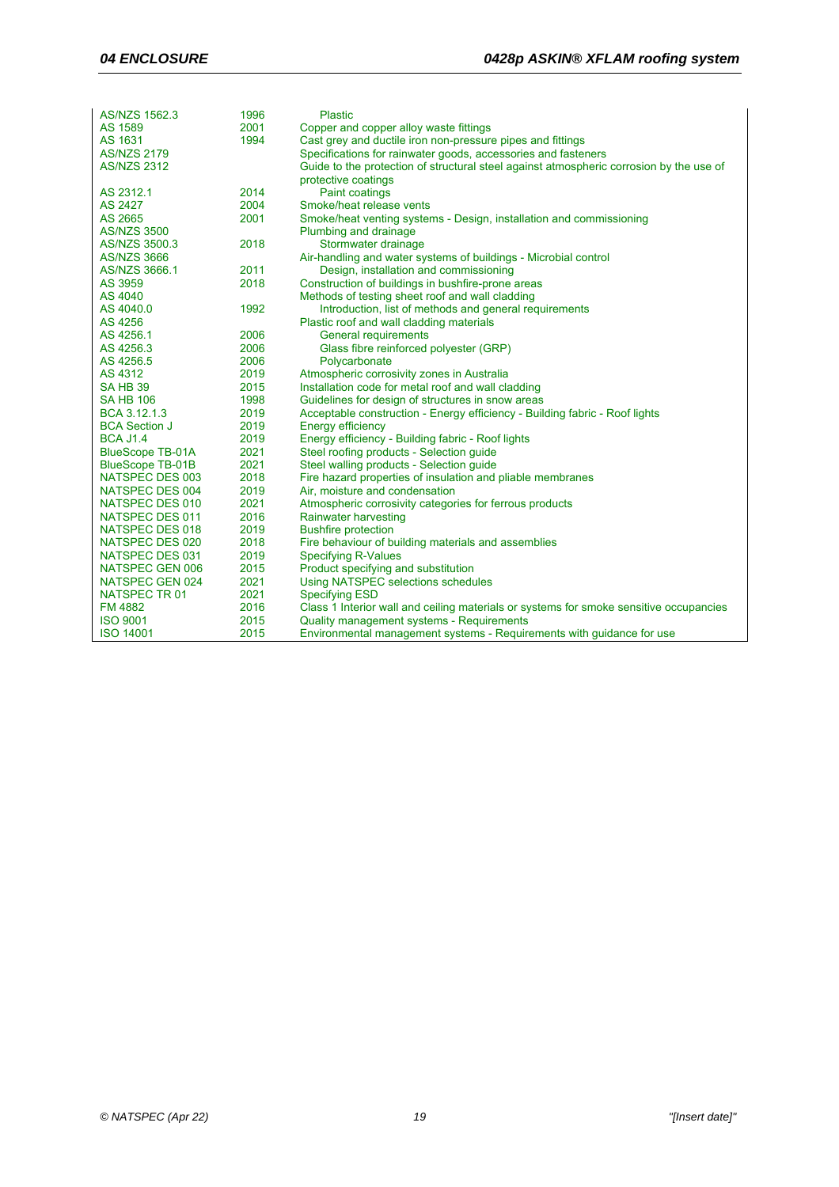| | | |
|---|---|---|
| AS/NZS 1562.3 | 1996 | Plastic |
| AS 1589 | 2001 | Copper and copper alloy waste fittings |
| AS 1631 | 1994 | Cast grey and ductile iron non-pressure pipes and fittings |
| AS/NZS 2179 | | Specifications for rainwater goods, accessories and fasteners |
| AS/NZS 2312 | | Guide to the protection of structural steel against atmospheric corrosion by the use of protective coatings |
| AS 2312.1 | 2014 | Paint coatings |
| AS 2427 | 2004 | Smoke/heat release vents |
| AS 2665 | 2001 | Smoke/heat venting systems - Design, installation and commissioning |
| AS/NZS 3500 | | Plumbing and drainage |
| AS/NZS 3500.3 | 2018 | Stormwater drainage |
| AS/NZS 3666 | | Air-handling and water systems of buildings - Microbial control |
| AS/NZS 3666.1 | 2011 | Design, installation and commissioning |
| AS 3959 | 2018 | Construction of buildings in bushfire-prone areas |
| AS 4040 | | Methods of testing sheet roof and wall cladding |
| AS 4040.0 | 1992 | Introduction, list of methods and general requirements |
| AS 4256 | | Plastic roof and wall cladding materials |
| AS 4256.1 | 2006 | General requirements |
| AS 4256.3 | 2006 | Glass fibre reinforced polyester (GRP) |
| AS 4256.5 | 2006 | Polycarbonate |
| AS 4312 | 2019 | Atmospheric corrosivity zones in Australia |
| SA HB 39 | 2015 | Installation code for metal roof and wall cladding |
| SA HB 106 | 1998 | Guidelines for design of structures in snow areas |
| BCA 3.12.1.3 | 2019 | Acceptable construction - Energy efficiency - Building fabric - Roof lights |
| BCA Section J | 2019 | Energy efficiency |
| BCA J1.4 | 2019 | Energy efficiency - Building fabric - Roof lights |
| BlueScope TB-01A | 2021 | Steel roofing products - Selection guide |
| BlueScope TB-01B | 2021 | Steel walling products - Selection guide |
| NATSPEC DES 003 | 2018 | Fire hazard properties of insulation and pliable membranes |
| NATSPEC DES 004 | 2019 | Air, moisture and condensation |
| NATSPEC DES 010 | 2021 | Atmospheric corrosivity categories for ferrous products |
| NATSPEC DES 011 | 2016 | Rainwater harvesting |
| NATSPEC DES 018 | 2019 | Bushfire protection |
| NATSPEC DES 020 | 2018 | Fire behaviour of building materials and assemblies |
| NATSPEC DES 031 | 2019 | Specifying R-Values |
| NATSPEC GEN 006 | 2015 | Product specifying and substitution |
| NATSPEC GEN 024 | 2021 | Using NATSPEC selections schedules |
| NATSPEC TR 01 | 2021 | Specifying ESD |
| FM 4882 | 2016 | Class 1 Interior wall and ceiling materials or systems for smoke sensitive occupancies |
| ISO 9001 | 2015 | Quality management systems - Requirements |
| ISO 14001 | 2015 | Environmental management systems - Requirements with guidance for use |